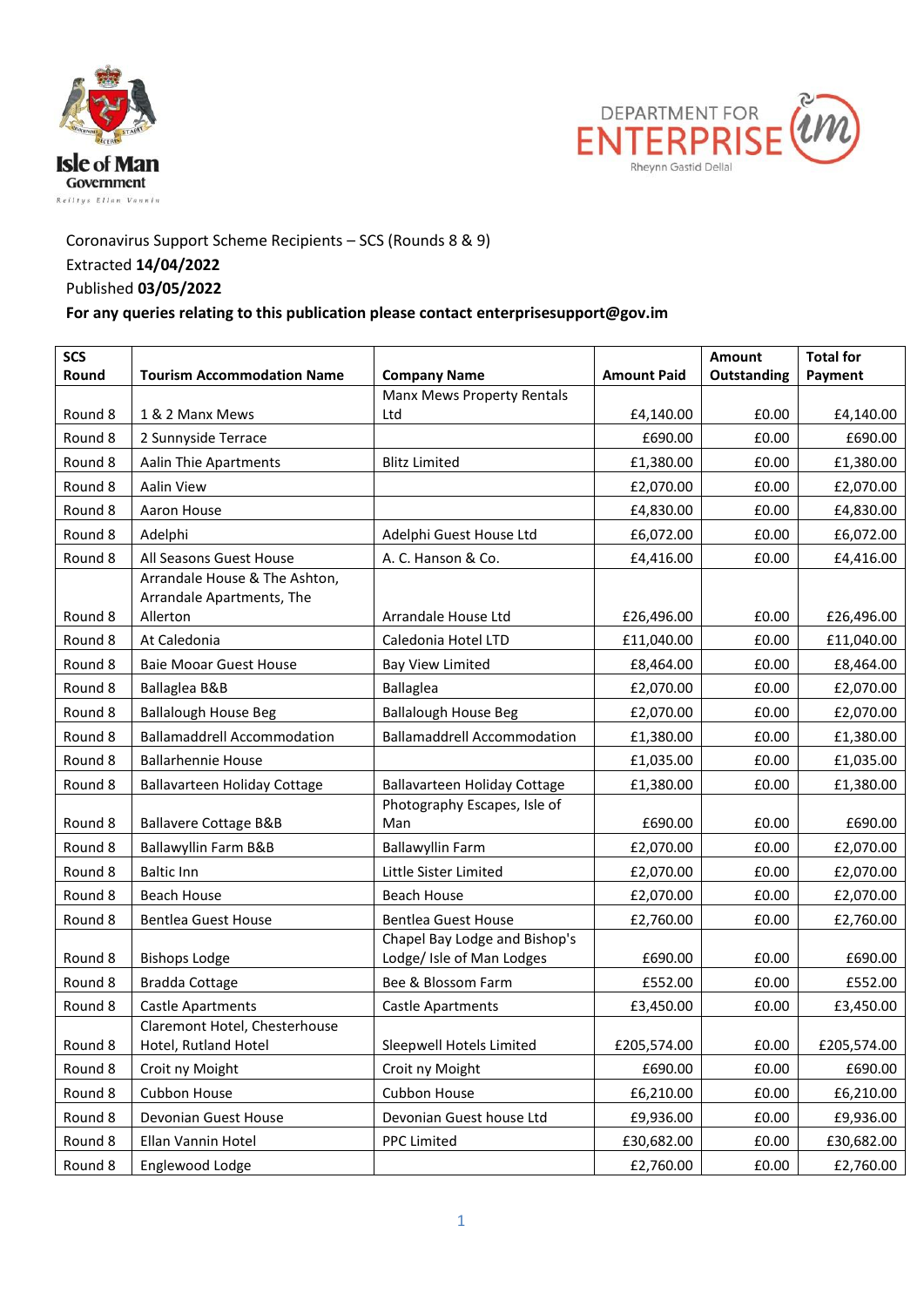Isle of Man Government
Reiltys Ellan Vannin

DEPARTMENT FOR ENTERPRISE
Rheynn Gastid Dellal

Coronavirus Support Scheme Recipients – SCS (Rounds 8 & 9)
Extracted **14/04/2022**
Published **03/05/2022**
**For any queries relating to this publication please contact enterprisesupport@gov.im**

| SCS Round | Tourism Accommodation Name | Company Name | Amount Paid | Amount Outstanding | Total for Payment |
|---|---|---|---|---|---|
| Round 8 | 1 & 2 Manx Mews | Manx Mews Property Rentals Ltd | £4,140.00 | £0.00 | £4,140.00 |
| Round 8 | 2 Sunnyside Terrace | | £690.00 | £0.00 | £690.00 |
| Round 8 | Aalin Thie Apartments | Blitz Limited | £1,380.00 | £0.00 | £1,380.00 |
| Round 8 | Aalin View | | £2,070.00 | £0.00 | £2,070.00 |
| Round 8 | Aaron House | | £4,830.00 | £0.00 | £4,830.00 |
| Round 8 | Adelphi | Adelphi Guest House Ltd | £6,072.00 | £0.00 | £6,072.00 |
| Round 8 | All Seasons Guest House | A. C. Hanson & Co. | £4,416.00 | £0.00 | £4,416.00 |
| Round 8 | Arrandale House & The Ashton, Arrandale Apartments, The Allerton | Arrandale House Ltd | £26,496.00 | £0.00 | £26,496.00 |
| Round 8 | At Caledonia | Caledonia Hotel LTD | £11,040.00 | £0.00 | £11,040.00 |
| Round 8 | Baie Mooar Guest House | Bay View Limited | £8,464.00 | £0.00 | £8,464.00 |
| Round 8 | Ballaglea B&B | Ballaglea | £2,070.00 | £0.00 | £2,070.00 |
| Round 8 | Ballalough House Beg | Ballalough House Beg | £2,070.00 | £0.00 | £2,070.00 |
| Round 8 | Ballamaddrell Accommodation | Ballamaddrell Accommodation | £1,380.00 | £0.00 | £1,380.00 |
| Round 8 | Ballarhennie House | | £1,035.00 | £0.00 | £1,035.00 |
| Round 8 | Ballavarteen Holiday Cottage | Ballavarteen Holiday Cottage | £1,380.00 | £0.00 | £1,380.00 |
| Round 8 | Ballavere Cottage B&B | Photography Escapes, Isle of Man | £690.00 | £0.00 | £690.00 |
| Round 8 | Ballawyllin Farm B&B | Ballawyllin Farm | £2,070.00 | £0.00 | £2,070.00 |
| Round 8 | Baltic Inn | Little Sister Limited | £2,070.00 | £0.00 | £2,070.00 |
| Round 8 | Beach House | Beach House | £2,070.00 | £0.00 | £2,070.00 |
| Round 8 | Bentlea Guest House | Bentlea Guest House | £2,760.00 | £0.00 | £2,760.00 |
| Round 8 | Bishops Lodge | Chapel Bay Lodge and Bishop's Lodge/ Isle of Man Lodges | £690.00 | £0.00 | £690.00 |
| Round 8 | Bradda Cottage | Bee & Blossom Farm | £552.00 | £0.00 | £552.00 |
| Round 8 | Castle Apartments | Castle Apartments | £3,450.00 | £0.00 | £3,450.00 |
| Round 8 | Claremont Hotel, Chesterhouse Hotel, Rutland Hotel | Sleepwell Hotels Limited | £205,574.00 | £0.00 | £205,574.00 |
| Round 8 | Croit ny Moight | Croit ny Moight | £690.00 | £0.00 | £690.00 |
| Round 8 | Cubbon House | Cubbon House | £6,210.00 | £0.00 | £6,210.00 |
| Round 8 | Devonian Guest House | Devonian Guest house Ltd | £9,936.00 | £0.00 | £9,936.00 |
| Round 8 | Ellan Vannin Hotel | PPC Limited | £30,682.00 | £0.00 | £30,682.00 |
| Round 8 | Englewood Lodge | | £2,760.00 | £0.00 | £2,760.00 |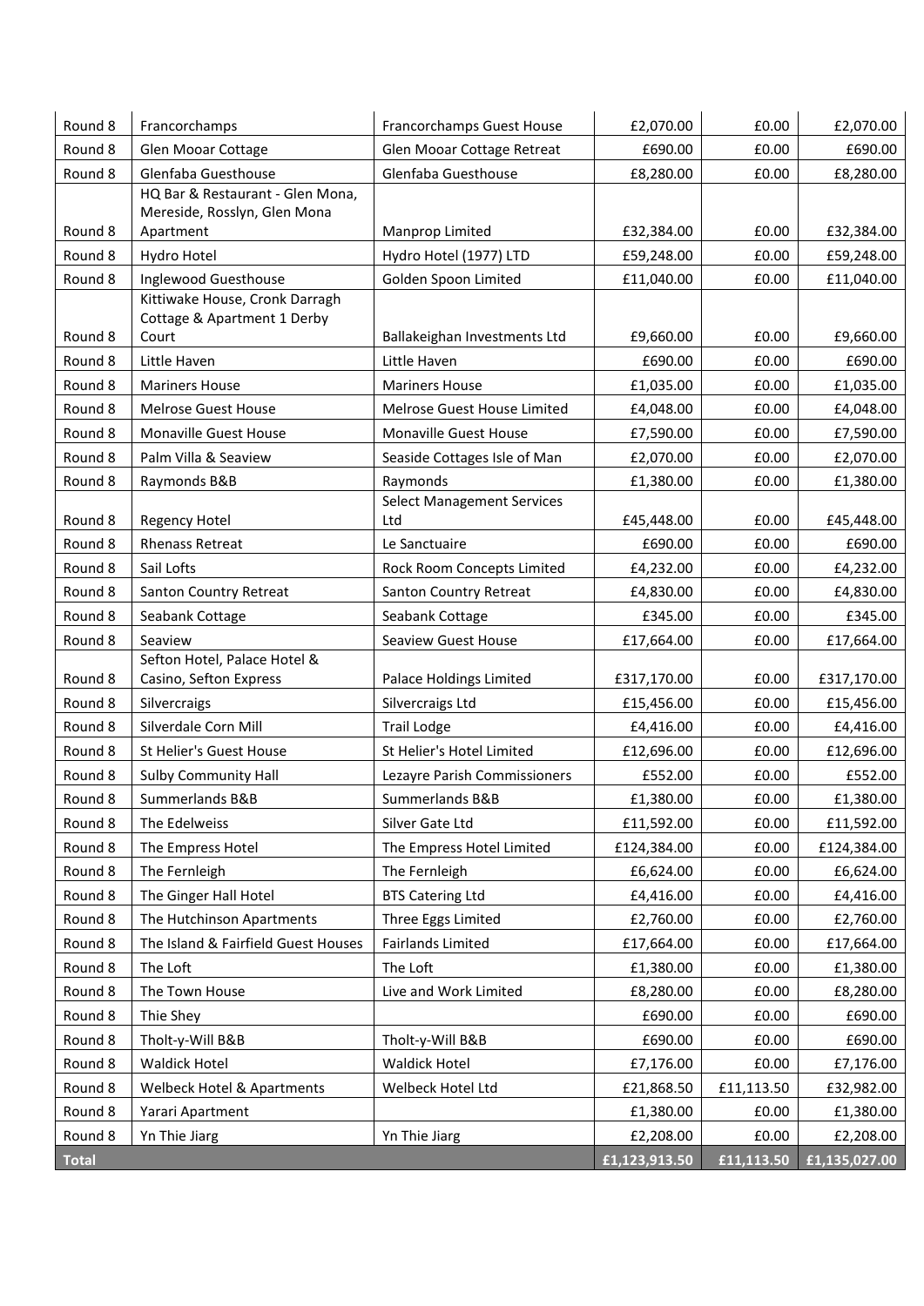| | | | | | |
|---|---|---|---|---|---|
| Round 8 | Francorchamps | Francorchamps Guest House | £2,070.00 | £0.00 | £2,070.00 |
| Round 8 | Glen Mooar Cottage | Glen Mooar Cottage Retreat | £690.00 | £0.00 | £690.00 |
| Round 8 | Glenfaba Guesthouse | Glenfaba Guesthouse | £8,280.00 | £0.00 | £8,280.00 |
| Round 8 | HQ Bar & Restaurant - Glen Mona, Mereside, Rosslyn, Glen Mona Apartment | Manprop Limited | £32,384.00 | £0.00 | £32,384.00 |
| Round 8 | Hydro Hotel | Hydro Hotel (1977) LTD | £59,248.00 | £0.00 | £59,248.00 |
| Round 8 | Inglewood Guesthouse | Golden Spoon Limited | £11,040.00 | £0.00 | £11,040.00 |
| Round 8 | Kittiwake House, Cronk Darragh Cottage & Apartment 1 Derby Court | Ballakeighan Investments Ltd | £9,660.00 | £0.00 | £9,660.00 |
| Round 8 | Little Haven | Little Haven | £690.00 | £0.00 | £690.00 |
| Round 8 | Mariners House | Mariners House | £1,035.00 | £0.00 | £1,035.00 |
| Round 8 | Melrose Guest House | Melrose Guest House Limited | £4,048.00 | £0.00 | £4,048.00 |
| Round 8 | Monaville Guest House | Monaville Guest House | £7,590.00 | £0.00 | £7,590.00 |
| Round 8 | Palm Villa & Seaview | Seaside Cottages Isle of Man | £2,070.00 | £0.00 | £2,070.00 |
| Round 8 | Raymonds B&B | Raymonds | £1,380.00 | £0.00 | £1,380.00 |
| Round 8 | Regency Hotel | Select Management Services Ltd | £45,448.00 | £0.00 | £45,448.00 |
| Round 8 | Rhenass Retreat | Le Sanctuaire | £690.00 | £0.00 | £690.00 |
| Round 8 | Sail Lofts | Rock Room Concepts Limited | £4,232.00 | £0.00 | £4,232.00 |
| Round 8 | Santon Country Retreat | Santon Country Retreat | £4,830.00 | £0.00 | £4,830.00 |
| Round 8 | Seabank Cottage | Seabank Cottage | £345.00 | £0.00 | £345.00 |
| Round 8 | Seaview | Seaview Guest House | £17,664.00 | £0.00 | £17,664.00 |
| Round 8 | Sefton Hotel, Palace Hotel & Casino, Sefton Express | Palace Holdings Limited | £317,170.00 | £0.00 | £317,170.00 |
| Round 8 | Silvercraigs | Silvercraigs Ltd | £15,456.00 | £0.00 | £15,456.00 |
| Round 8 | Silverdale Corn Mill | Trail Lodge | £4,416.00 | £0.00 | £4,416.00 |
| Round 8 | St Helier's Guest House | St Helier's Hotel Limited | £12,696.00 | £0.00 | £12,696.00 |
| Round 8 | Sulby Community Hall | Lezayre Parish Commissioners | £552.00 | £0.00 | £552.00 |
| Round 8 | Summerlands B&B | Summerlands B&B | £1,380.00 | £0.00 | £1,380.00 |
| Round 8 | The Edelweiss | Silver Gate Ltd | £11,592.00 | £0.00 | £11,592.00 |
| Round 8 | The Empress Hotel | The Empress Hotel Limited | £124,384.00 | £0.00 | £124,384.00 |
| Round 8 | The Fernleigh | The Fernleigh | £6,624.00 | £0.00 | £6,624.00 |
| Round 8 | The Ginger Hall Hotel | BTS Catering Ltd | £4,416.00 | £0.00 | £4,416.00 |
| Round 8 | The Hutchinson Apartments | Three Eggs Limited | £2,760.00 | £0.00 | £2,760.00 |
| Round 8 | The Island & Fairfield Guest Houses | Fairlands Limited | £17,664.00 | £0.00 | £17,664.00 |
| Round 8 | The Loft | The Loft | £1,380.00 | £0.00 | £1,380.00 |
| Round 8 | The Town House | Live and Work Limited | £8,280.00 | £0.00 | £8,280.00 |
| Round 8 | Thie Shey | | £690.00 | £0.00 | £690.00 |
| Round 8 | Tholt-y-Will B&B | Tholt-y-Will B&B | £690.00 | £0.00 | £690.00 |
| Round 8 | Waldick Hotel | Waldick Hotel | £7,176.00 | £0.00 | £7,176.00 |
| Round 8 | Welbeck Hotel & Apartments | Welbeck Hotel Ltd | £21,868.50 | £11,113.50 | £32,982.00 |
| Round 8 | Yarari Apartment | | £1,380.00 | £0.00 | £1,380.00 |
| Round 8 | Yn Thie Jiarg | Yn Thie Jiarg | £2,208.00 | £0.00 | £2,208.00 |
| **Total** | | | **£1,123,913.50** | **£11,113.50** | **£1,135,027.00** |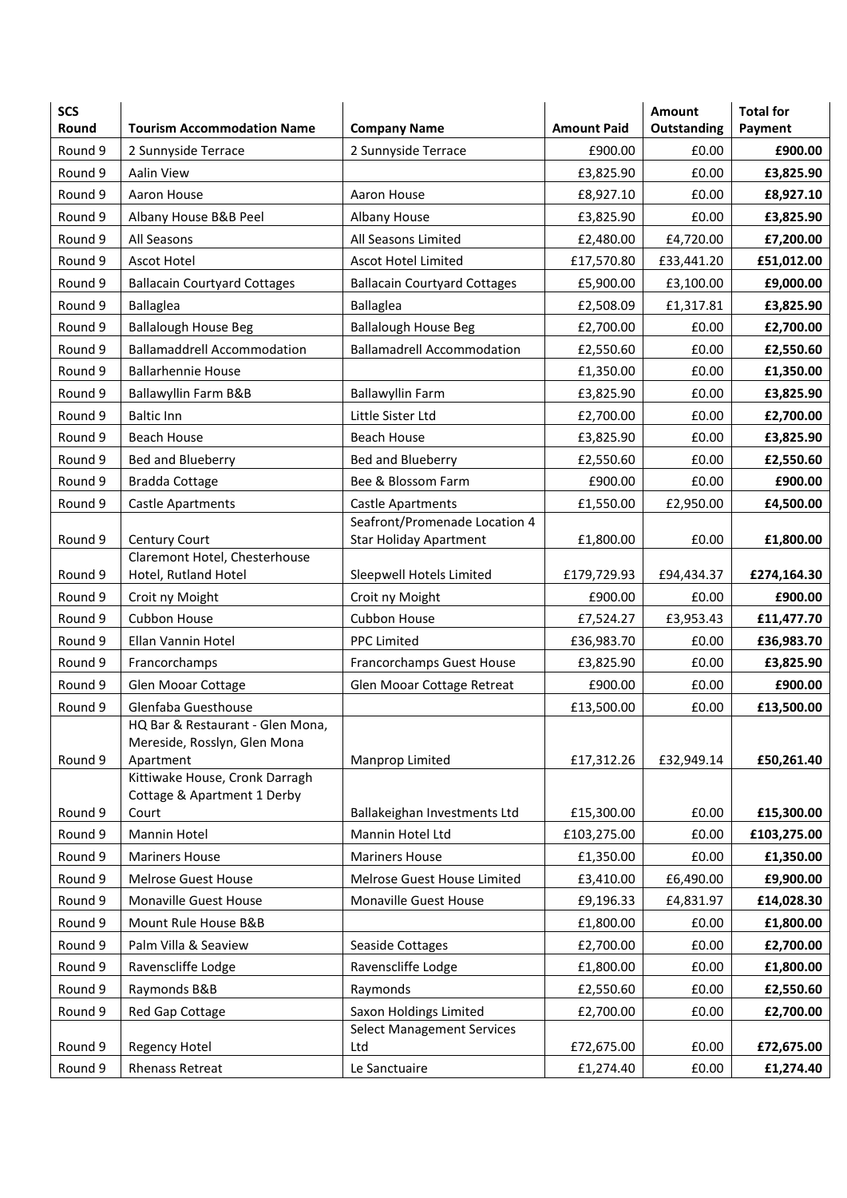| SCS Round | Tourism Accommodation Name | Company Name | Amount Paid | Amount Outstanding | Total for Payment |
|---|---|---|---|---|---|
| Round 9 | 2 Sunnyside Terrace | 2 Sunnyside Terrace | £900.00 | £0.00 | **£900.00** |
| Round 9 | Aalin View | | £3,825.90 | £0.00 | **£3,825.90** |
| Round 9 | Aaron House | Aaron House | £8,927.10 | £0.00 | **£8,927.10** |
| Round 9 | Albany House B&B Peel | Albany House | £3,825.90 | £0.00 | **£3,825.90** |
| Round 9 | All Seasons | All Seasons Limited | £2,480.00 | £4,720.00 | **£7,200.00** |
| Round 9 | Ascot Hotel | Ascot Hotel Limited | £17,570.80 | £33,441.20 | **£51,012.00** |
| Round 9 | Ballacain Courtyard Cottages | Ballacain Courtyard Cottages | £5,900.00 | £3,100.00 | **£9,000.00** |
| Round 9 | Ballaglea | Ballaglea | £2,508.09 | £1,317.81 | **£3,825.90** |
| Round 9 | Ballalough House Beg | Ballalough House Beg | £2,700.00 | £0.00 | **£2,700.00** |
| Round 9 | Ballamaddrell Accommodation | Ballamadrell Accommodation | £2,550.60 | £0.00 | **£2,550.60** |
| Round 9 | Ballarhennie House | | £1,350.00 | £0.00 | **£1,350.00** |
| Round 9 | Ballawyllin Farm B&B | Ballawyllin Farm | £3,825.90 | £0.00 | **£3,825.90** |
| Round 9 | Baltic Inn | Little Sister Ltd | £2,700.00 | £0.00 | **£2,700.00** |
| Round 9 | Beach House | Beach House | £3,825.90 | £0.00 | **£3,825.90** |
| Round 9 | Bed and Blueberry | Bed and Blueberry | £2,550.60 | £0.00 | **£2,550.60** |
| Round 9 | Bradda Cottage | Bee & Blossom Farm | £900.00 | £0.00 | **£900.00** |
| Round 9 | Castle Apartments | Castle Apartments | £1,550.00 | £2,950.00 | **£4,500.00** |
| Round 9 | Century Court | Seafront/Promenade Location 4 Star Holiday Apartment | £1,800.00 | £0.00 | **£1,800.00** |
| Round 9 | Claremont Hotel, Chesterhouse Hotel, Rutland Hotel | Sleepwell Hotels Limited | £179,729.93 | £94,434.37 | **£274,164.30** |
| Round 9 | Croit ny Moight | Croit ny Moight | £900.00 | £0.00 | **£900.00** |
| Round 9 | Cubbon House | Cubbon House | £7,524.27 | £3,953.43 | **£11,477.70** |
| Round 9 | Ellan Vannin Hotel | PPC Limited | £36,983.70 | £0.00 | **£36,983.70** |
| Round 9 | Francorchamps | Francorchamps Guest House | £3,825.90 | £0.00 | **£3,825.90** |
| Round 9 | Glen Mooar Cottage | Glen Mooar Cottage Retreat | £900.00 | £0.00 | **£900.00** |
| Round 9 | Glenfaba Guesthouse | | £13,500.00 | £0.00 | **£13,500.00** |
| Round 9 | HQ Bar & Restaurant - Glen Mona, Mereside, Rosslyn, Glen Mona Apartment | Manprop Limited | £17,312.26 | £32,949.14 | **£50,261.40** |
| Round 9 | Kittiwake House, Cronk Darragh Cottage & Apartment 1 Derby Court | Ballakeighan Investments Ltd | £15,300.00 | £0.00 | **£15,300.00** |
| Round 9 | Mannin Hotel | Mannin Hotel Ltd | £103,275.00 | £0.00 | **£103,275.00** |
| Round 9 | Mariners House | Mariners House | £1,350.00 | £0.00 | **£1,350.00** |
| Round 9 | Melrose Guest House | Melrose Guest House Limited | £3,410.00 | £6,490.00 | **£9,900.00** |
| Round 9 | Monaville Guest House | Monaville Guest House | £9,196.33 | £4,831.97 | **£14,028.30** |
| Round 9 | Mount Rule House B&B | | £1,800.00 | £0.00 | **£1,800.00** |
| Round 9 | Palm Villa & Seaview | Seaside Cottages | £2,700.00 | £0.00 | **£2,700.00** |
| Round 9 | Ravenscliffe Lodge | Ravenscliffe Lodge | £1,800.00 | £0.00 | **£1,800.00** |
| Round 9 | Raymonds B&B | Raymonds | £2,550.60 | £0.00 | **£2,550.60** |
| Round 9 | Red Gap Cottage | Saxon Holdings Limited | £2,700.00 | £0.00 | **£2,700.00** |
| Round 9 | Regency Hotel | Select Management Services Ltd | £72,675.00 | £0.00 | **£72,675.00** |
| Round 9 | Rhenass Retreat | Le Sanctuaire | £1,274.40 | £0.00 | **£1,274.40** |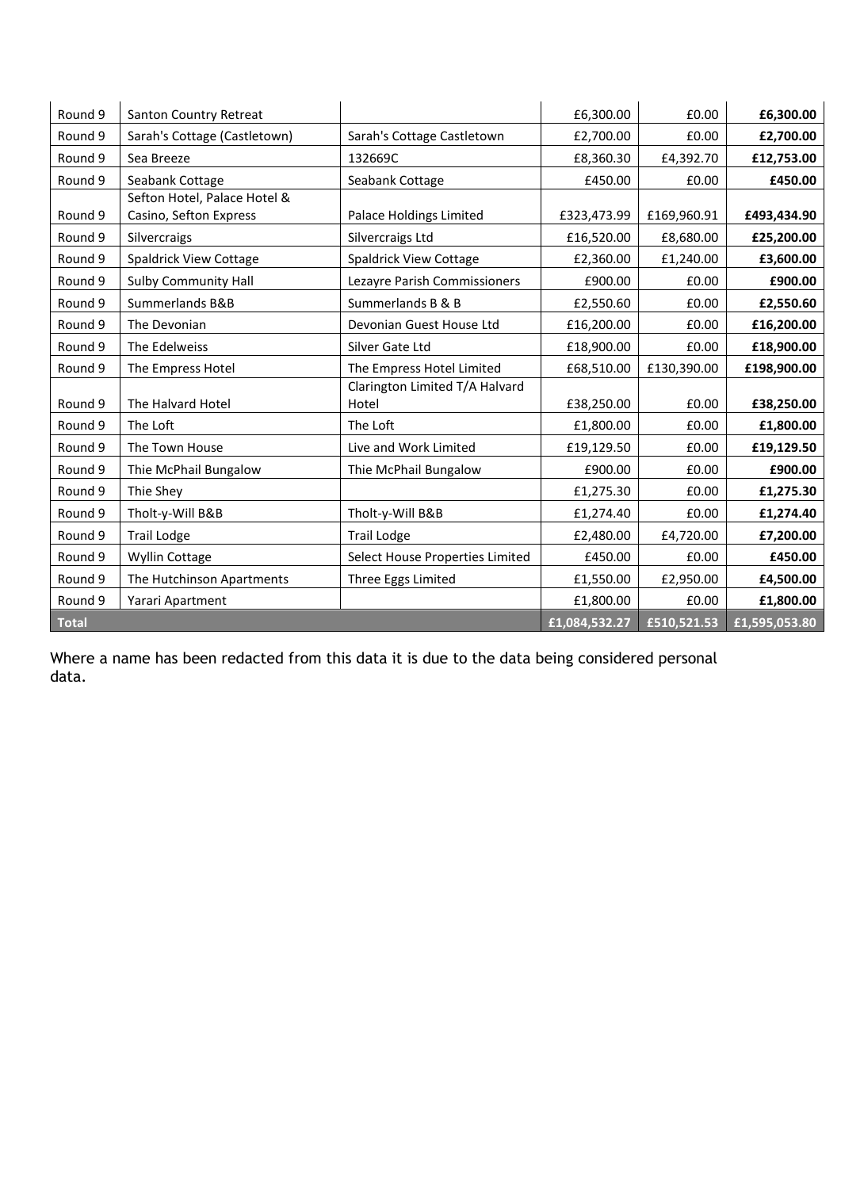| | | | | | |
|---|---|---|---|---|---|
| Round 9 | Santon Country Retreat | | £6,300.00 | £0.00 | **£6,300.00** |
| Round 9 | Sarah's Cottage (Castletown) | Sarah's Cottage Castletown | £2,700.00 | £0.00 | **£2,700.00** |
| Round 9 | Sea Breeze | 132669C | £8,360.30 | £4,392.70 | **£12,753.00** |
| Round 9 | Seabank Cottage | Seabank Cottage | £450.00 | £0.00 | **£450.00** |
| Round 9 | Sefton Hotel, Palace Hotel & Casino, Sefton Express | Palace Holdings Limited | £323,473.99 | £169,960.91 | **£493,434.90** |
| Round 9 | Silvercraigs | Silvercraigs Ltd | £16,520.00 | £8,680.00 | **£25,200.00** |
| Round 9 | Spaldrick View Cottage | Spaldrick View Cottage | £2,360.00 | £1,240.00 | **£3,600.00** |
| Round 9 | Sulby Community Hall | Lezayre Parish Commissioners | £900.00 | £0.00 | **£900.00** |
| Round 9 | Summerlands B&B | Summerlands B & B | £2,550.60 | £0.00 | **£2,550.60** |
| Round 9 | The Devonian | Devonian Guest House Ltd | £16,200.00 | £0.00 | **£16,200.00** |
| Round 9 | The Edelweiss | Silver Gate Ltd | £18,900.00 | £0.00 | **£18,900.00** |
| Round 9 | The Empress Hotel | The Empress Hotel Limited | £68,510.00 | £130,390.00 | **£198,900.00** |
| Round 9 | The Halvard Hotel | Clarington Limited T/A Halvard Hotel | £38,250.00 | £0.00 | **£38,250.00** |
| Round 9 | The Loft | The Loft | £1,800.00 | £0.00 | **£1,800.00** |
| Round 9 | The Town House | Live and Work Limited | £19,129.50 | £0.00 | **£19,129.50** |
| Round 9 | Thie McPhail Bungalow | Thie McPhail Bungalow | £900.00 | £0.00 | **£900.00** |
| Round 9 | Thie Shey | | £1,275.30 | £0.00 | **£1,275.30** |
| Round 9 | Tholt-y-Will B&B | Tholt-y-Will B&B | £1,274.40 | £0.00 | **£1,274.40** |
| Round 9 | Trail Lodge | Trail Lodge | £2,480.00 | £4,720.00 | **£7,200.00** |
| Round 9 | Wyllin Cottage | Select House Properties Limited | £450.00 | £0.00 | **£450.00** |
| Round 9 | The Hutchinson Apartments | Three Eggs Limited | £1,550.00 | £2,950.00 | **£4,500.00** |
| Round 9 | Yarari Apartment | | £1,800.00 | £0.00 | **£1,800.00** |
| **Total** | | | **£1,084,532.27** | **£510,521.53** | **£1,595,053.80** |

Where a name has been redacted from this data it is due to the data being considered personal data.